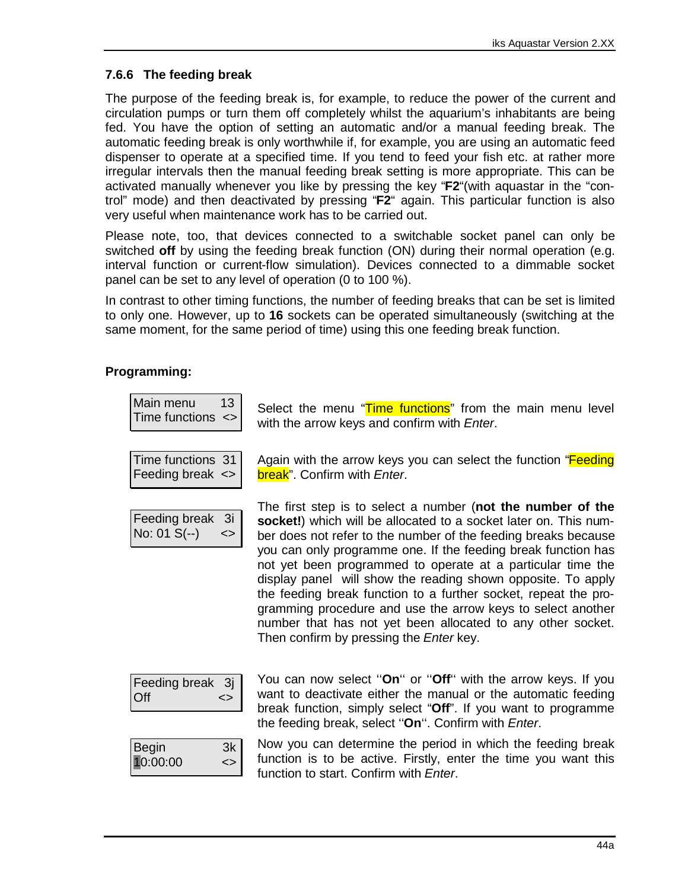### 7.6.6 The feeding break

The purpose of the feeding break is, for example, to reduce the power of the current and circulation pumps or turn them off completely whilst the aquarium's inhabitants are being fed. You have the option of setting an automatic and/or a manual feeding break. The automatic feeding break is only worthwhile if, for example, you are using an automatic feed dispenser to operate at a specified time. If you tend to feed your fish etc. at rather more irregular intervals then the manual feeding break setting is more appropriate. This can be activated manually whenever you like by pressing the key "**F2**"(with aquastar in the "control" mode) and then deactivated by pressing "**F2**" again. This particular function is also very useful when maintenance work has to be carried out.

Please note, too, that devices connected to a switchable socket panel can only be switched **off** by using the feeding break function (ON) during their normal operation (e.g. interval function or current-flow simulation). Devices connected to a dimmable socket panel can be set to any level of operation (0 to 100 %).

In contrast to other timing functions, the number of feeding breaks that can be set is limited to only one. However, up to **16** sockets can be operated simultaneously (switching at the same moment, for the same period of time) using this one feeding break function.

**Programming:**

```
Main menu       13
Time functions  <>
```

Select the menu "Time functions" from the main menu level with the arrow keys and confirm with *Enter*.

```
Time functions  31
Feeding break   <>
```

Again with the arrow keys you can select the function "Feeding break". Confirm with *Enter*.

```
Feeding break   3i
No: 01 S(--)    <>
```

The first step is to select a number (**not the number of the socket!**) which will be allocated to a socket later on. This number does not refer to the number of the feeding breaks because you can only programme one. If the feeding break function has not yet been programmed to operate at a particular time the display panel will show the reading shown opposite. To apply the feeding break function to a further socket, repeat the programming procedure and use the arrow keys to select another number that has not yet been allocated to any other socket. Then confirm by pressing the *Enter* key.

```
Feeding break   3j
Off             <>
```

You can now select "**On**" or "**Off**" with the arrow keys. If you want to deactivate either the manual or the automatic feeding break function, simply select "**Off**". If you want to programme the feeding break, select "**On**". Confirm with *Enter*.

```
Begin           3k
10:00:00        <>
```

Now you can determine the period in which the feeding break function is to be active. Firstly, enter the time you want this function to start. Confirm with *Enter*.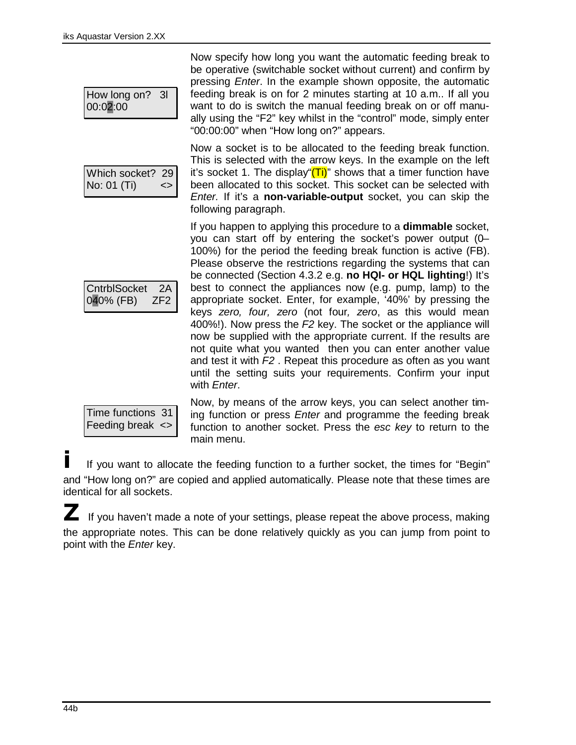How long on? 3l
00:02:00

Now specify how long you want the automatic feeding break to be operative (switchable socket without current) and confirm by pressing *Enter*. In the example shown opposite, the automatic feeding break is on for 2 minutes starting at 10 a.m.. If all you want to do is switch the manual feeding break on or off manually using the “F2” key whilst in the “control” mode, simply enter “00:00:00” when “How long on?” appears.

Which socket? 29
No: 01 (Ti) <>

Now a socket is to be allocated to the feeding break function. This is selected with the arrow keys. In the example on the left it's socket 1. The display“(Ti)” shows that a timer function have been allocated to this socket. This socket can be selected with *Enter.* If it's a **non-variable-output** socket, you can skip the following paragraph.

CntrblSocket 2A
040% (FB) ZF2

If you happen to applying this procedure to a **dimmable** socket, you can start off by entering the socket's power output (0–100%) for the period the feeding break function is active (FB). Please observe the restrictions regarding the systems that can be connected (Section 4.3.2 e.g. **no HQI- or HQL lighting**!) It's best to connect the appliances now (e.g. pump, lamp) to the appropriate socket. Enter, for example, ‘40%’ by pressing the keys *zero, four, zero* (not four*, zero*, as this would mean 400%!). Now press the *F2* key. The socket or the appliance will now be supplied with the appropriate current. If the results are not quite what you wanted then you can enter another value and test it with *F2* . Repeat this procedure as often as you want until the setting suits your requirements. Confirm your input with *Enter*.

Time functions 31
Feeding break <>

Now, by means of the arrow keys, you can select another timing function or press *Enter* and programme the feeding break function to another socket. Press the *esc key* to return to the main menu.

**i** If you want to allocate the feeding function to a further socket, the times for “Begin” and “How long on?” are copied and applied automatically. Please note that these times are identical for all sockets.

**Z** If you haven't made a note of your settings, please repeat the above process, making the appropriate notes. This can be done relatively quickly as you can jump from point to point with the *Enter* key.